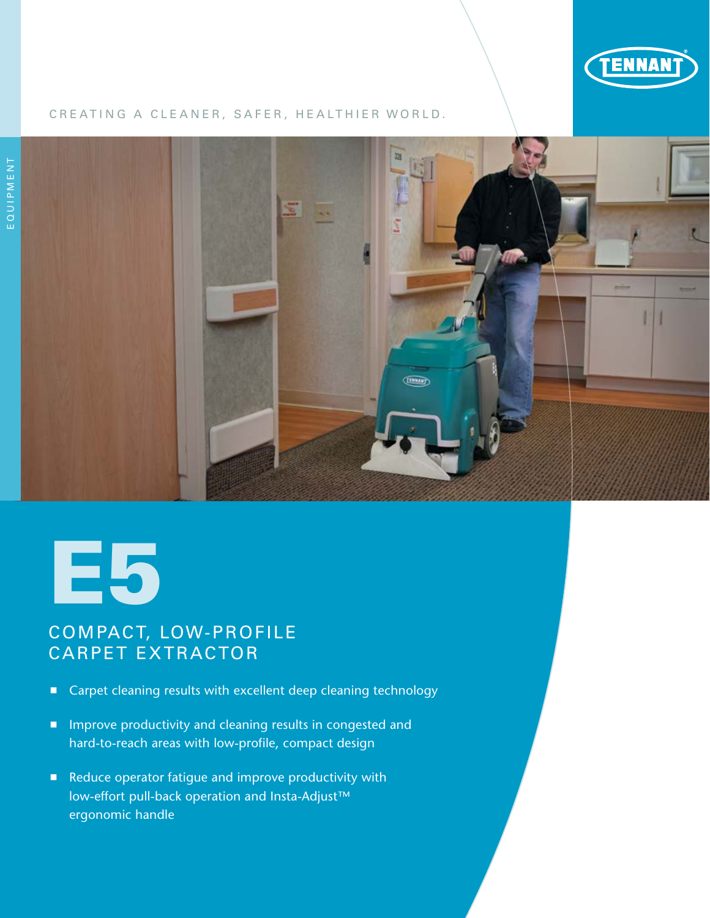TENNANT

CREATING A CLEANER, SAFER, HEALTHIER WORLD.

EQUIPMENT

# E5

## COMPACT, LOW-PROFILE CARPET EXTRACTOR

- Carpet cleaning results with excellent deep cleaning technology
- Improve productivity and cleaning results in congested and hard-to-reach areas with low-profile, compact design
- Reduce operator fatigue and improve productivity with low-effort pull-back operation and Insta-Adjust™ ergonomic handle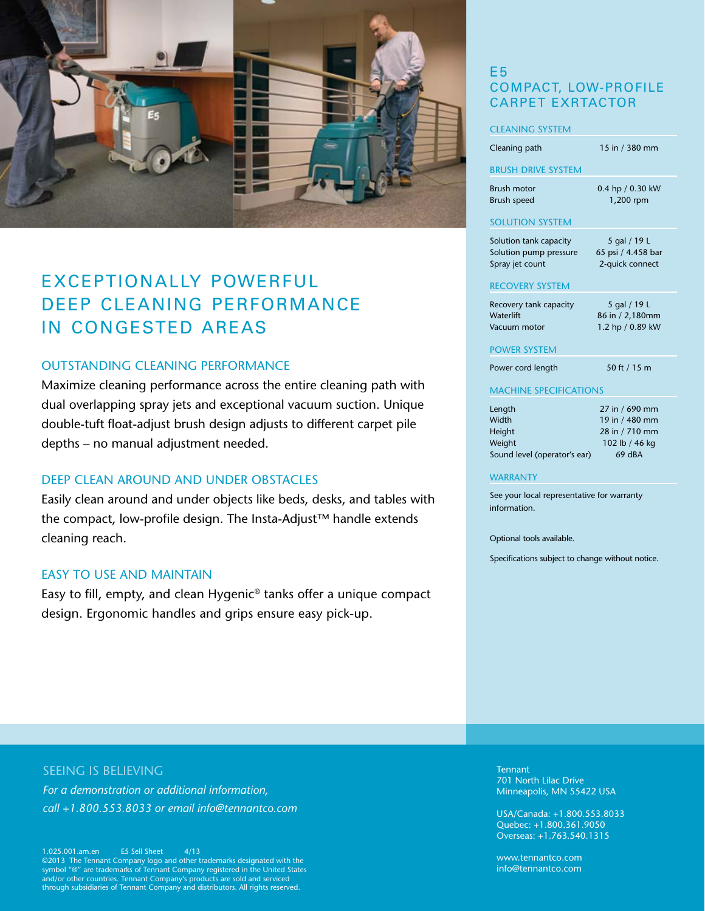# EXCEPTIONALLY POWERFUL DEEP CLEANING PERFORMANCE IN CONGESTED AREAS

## OUTSTANDING CLEANING PERFORMANCE

Maximize cleaning performance across the entire cleaning path with dual overlapping spray jets and exceptional vacuum suction. Unique double-tuft float-adjust brush design adjusts to different carpet pile depths – no manual adjustment needed.

## DEEP CLEAN AROUND AND UNDER OBSTACLES

Easily clean around and under objects like beds, desks, and tables with the compact, low-profile design. The Insta-Adjust™ handle extends cleaning reach.

## EASY TO USE AND MAINTAIN

Easy to fill, empty, and clean Hygenic® tanks offer a unique compact design. Ergonomic handles and grips ensure easy pick-up.

# E5 COMPACT, LOW-PROFILE CARPET EXRTACTOR

### CLEANING SYSTEM

| | |
|---|---|
| Cleaning path | 15 in / 380 mm |

### BRUSH DRIVE SYSTEM

| | |
|---|---|
| Brush motor | 0.4 hp / 0.30 kW |
| Brush speed | 1,200 rpm |

### SOLUTION SYSTEM

| | |
|---|---|
| Solution tank capacity | 5 gal / 19 L |
| Solution pump pressure | 65 psi / 4.458 bar |
| Spray jet count | 2-quick connect |

### RECOVERY SYSTEM

| | |
|---|---|
| Recovery tank capacity | 5 gal / 19 L |
| Waterlift | 86 in / 2,180mm |
| Vacuum motor | 1.2 hp / 0.89 kW |

### POWER SYSTEM

| | |
|---|---|
| Power cord length | 50 ft / 15 m |

### MACHINE SPECIFICATIONS

| | |
|---|---|
| Length | 27 in / 690 mm |
| Width | 19 in / 480 mm |
| Height | 28 in / 710 mm |
| Weight | 102 lb / 46 kg |
| Sound level (operator's ear) | 69 dBA |

### WARRANTY

See your local representative for warranty information.

Optional tools available.

Specifications subject to change without notice.

## SEEING IS BELIEVING

*For a demonstration or additional information, call +1.800.553.8033 or email info@tennantco.com*

1.025.001.am.en E5 Sell Sheet 4/13
©2013 The Tennant Company logo and other trademarks designated with the symbol "®" are trademarks of Tennant Company registered in the United States and/or other countries. Tennant Company's products are sold and serviced through subsidiaries of Tennant Company and distributors. All rights reserved.

Tennant
701 North Lilac Drive
Minneapolis, MN 55422 USA

USA/Canada: +1.800.553.8033
Quebec: +1.800.361.9050
Overseas: +1.763.540.1315

www.tennantco.com
info@tennantco.com